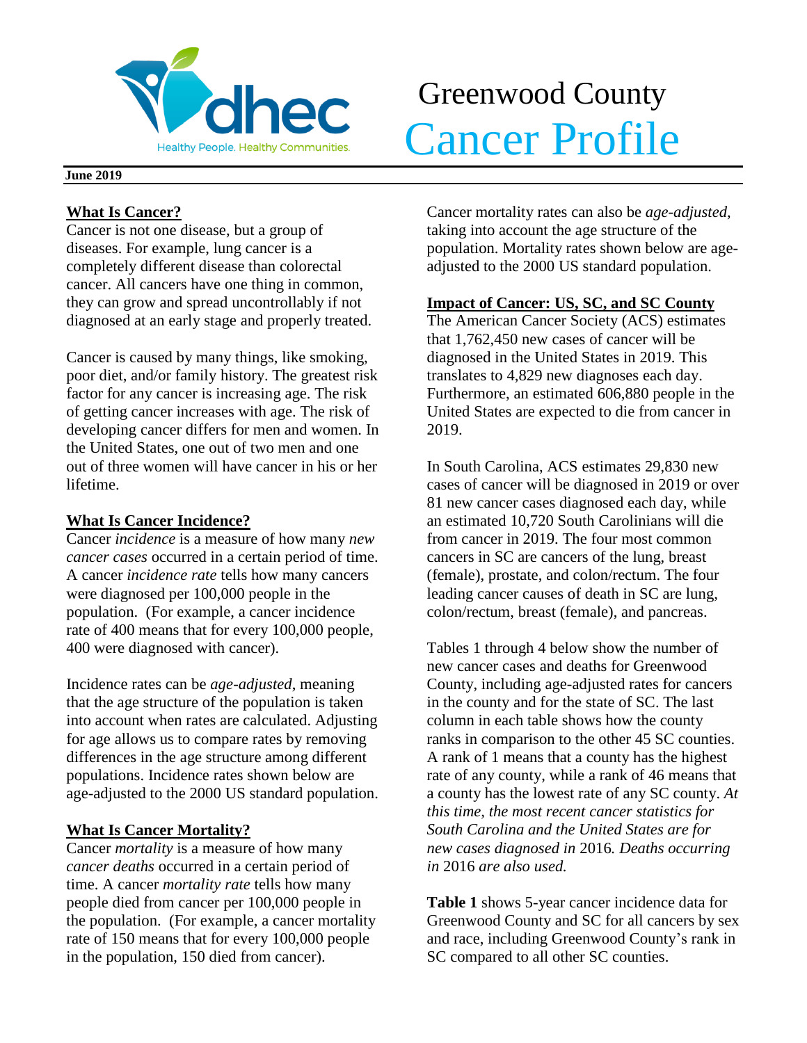# Greenwood County Cancer Profile

**June 2019**

## What Is Cancer?

Cancer is not one disease, but a group of diseases. For example, lung cancer is a completely different disease than colorectal cancer. All cancers have one thing in common, they can grow and spread uncontrollably if not diagnosed at an early stage and properly treated.

Cancer is caused by many things, like smoking, poor diet, and/or family history. The greatest risk factor for any cancer is increasing age. The risk of getting cancer increases with age. The risk of developing cancer differs for men and women. In the United States, one out of two men and one out of three women will have cancer in his or her lifetime.

## What Is Cancer Incidence?

Cancer *incidence* is a measure of how many *new cancer cases* occurred in a certain period of time. A cancer *incidence rate* tells how many cancers were diagnosed per 100,000 people in the population. (For example, a cancer incidence rate of 400 means that for every 100,000 people, 400 were diagnosed with cancer).

Incidence rates can be *age-adjusted*, meaning that the age structure of the population is taken into account when rates are calculated. Adjusting for age allows us to compare rates by removing differences in the age structure among different populations. Incidence rates shown below are age-adjusted to the 2000 US standard population.

## What Is Cancer Mortality?

Cancer *mortality* is a measure of how many *cancer deaths* occurred in a certain period of time. A cancer *mortality rate* tells how many people died from cancer per 100,000 people in the population. (For example, a cancer mortality rate of 150 means that for every 100,000 people in the population, 150 died from cancer).

Cancer mortality rates can also be *age-adjusted*, taking into account the age structure of the population. Mortality rates shown below are age-adjusted to the 2000 US standard population.

## Impact of Cancer: US, SC, and SC County

The American Cancer Society (ACS) estimates that 1,762,450 new cases of cancer will be diagnosed in the United States in 2019. This translates to 4,829 new diagnoses each day. Furthermore, an estimated 606,880 people in the United States are expected to die from cancer in 2019.

In South Carolina, ACS estimates 29,830 new cases of cancer will be diagnosed in 2019 or over 81 new cancer cases diagnosed each day, while an estimated 10,720 South Carolinians will die from cancer in 2019. The four most common cancers in SC are cancers of the lung, breast (female), prostate, and colon/rectum. The four leading cancer causes of death in SC are lung, colon/rectum, breast (female), and pancreas.

Tables 1 through 4 below show the number of new cancer cases and deaths for Greenwood County, including age-adjusted rates for cancers in the county and for the state of SC. The last column in each table shows how the county ranks in comparison to the other 45 SC counties. A rank of 1 means that a county has the highest rate of any county, while a rank of 46 means that a county has the lowest rate of any SC county. *At this time, the most recent cancer statistics for South Carolina and the United States are for new cases diagnosed in* 2016*. Deaths occurring in* 2016 *are also used.*

**Table 1** shows 5-year cancer incidence data for Greenwood County and SC for all cancers by sex and race, including Greenwood County's rank in SC compared to all other SC counties.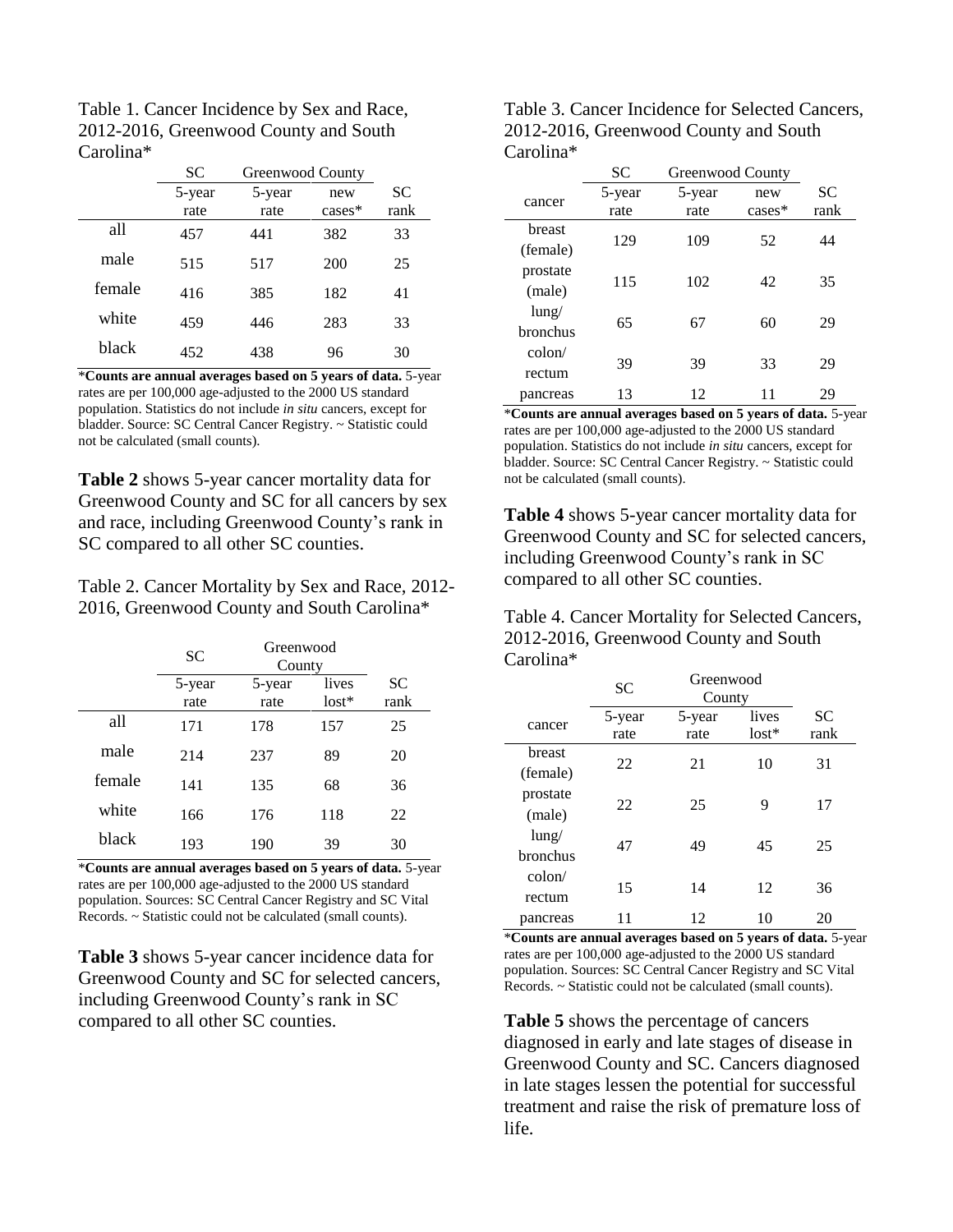Table 1. Cancer Incidence by Sex and Race, 2012-2016, Greenwood County and South Carolina*

| | SC | Greenwood County | | |
|---|---|---|---|---|
| | 5-year rate | 5-year rate | new cases* | SC rank |
| all | 457 | 441 | 382 | 33 |
| male | 515 | 517 | 200 | 25 |
| female | 416 | 385 | 182 | 41 |
| white | 459 | 446 | 283 | 33 |
| black | 452 | 438 | 96 | 30 |

\***Counts are annual averages based on 5 years of data.** 5-year rates are per 100,000 age-adjusted to the 2000 US standard population. Statistics do not include *in situ* cancers, except for bladder. Source: SC Central Cancer Registry. ~ Statistic could not be calculated (small counts).

**Table 2** shows 5-year cancer mortality data for Greenwood County and SC for all cancers by sex and race, including Greenwood County's rank in SC compared to all other SC counties.

Table 2. Cancer Mortality by Sex and Race, 2012-2016, Greenwood County and South Carolina*

| | SC | Greenwood County | | |
|---|---|---|---|---|
| | 5-year rate | 5-year rate | lives lost* | SC rank |
| all | 171 | 178 | 157 | 25 |
| male | 214 | 237 | 89 | 20 |
| female | 141 | 135 | 68 | 36 |
| white | 166 | 176 | 118 | 22 |
| black | 193 | 190 | 39 | 30 |

\***Counts are annual averages based on 5 years of data.** 5-year rates are per 100,000 age-adjusted to the 2000 US standard population. Sources: SC Central Cancer Registry and SC Vital Records. ~ Statistic could not be calculated (small counts).

**Table 3** shows 5-year cancer incidence data for Greenwood County and SC for selected cancers, including Greenwood County's rank in SC compared to all other SC counties.

Table 3. Cancer Incidence for Selected Cancers, 2012-2016, Greenwood County and South Carolina*

| | SC | Greenwood County | | |
|---|---|---|---|---|
| cancer | 5-year rate | 5-year rate | new cases* | SC rank |
| breast (female) | 129 | 109 | 52 | 44 |
| prostate (male) | 115 | 102 | 42 | 35 |
| lung/ bronchus | 65 | 67 | 60 | 29 |
| colon/ rectum | 39 | 39 | 33 | 29 |
| pancreas | 13 | 12 | 11 | 29 |

\***Counts are annual averages based on 5 years of data.** 5-year rates are per 100,000 age-adjusted to the 2000 US standard population. Statistics do not include *in situ* cancers, except for bladder. Source: SC Central Cancer Registry. ~ Statistic could not be calculated (small counts).

**Table 4** shows 5-year cancer mortality data for Greenwood County and SC for selected cancers, including Greenwood County's rank in SC compared to all other SC counties.

Table 4. Cancer Mortality for Selected Cancers, 2012-2016, Greenwood County and South Carolina*

| | SC | Greenwood County | | |
|---|---|---|---|---|
| cancer | 5-year rate | 5-year rate | lives lost* | SC rank |
| breast (female) | 22 | 21 | 10 | 31 |
| prostate (male) | 22 | 25 | 9 | 17 |
| lung/ bronchus | 47 | 49 | 45 | 25 |
| colon/ rectum | 15 | 14 | 12 | 36 |
| pancreas | 11 | 12 | 10 | 20 |

\***Counts are annual averages based on 5 years of data.** 5-year rates are per 100,000 age-adjusted to the 2000 US standard population. Sources: SC Central Cancer Registry and SC Vital Records. ~ Statistic could not be calculated (small counts).

**Table 5** shows the percentage of cancers diagnosed in early and late stages of disease in Greenwood County and SC. Cancers diagnosed in late stages lessen the potential for successful treatment and raise the risk of premature loss of life.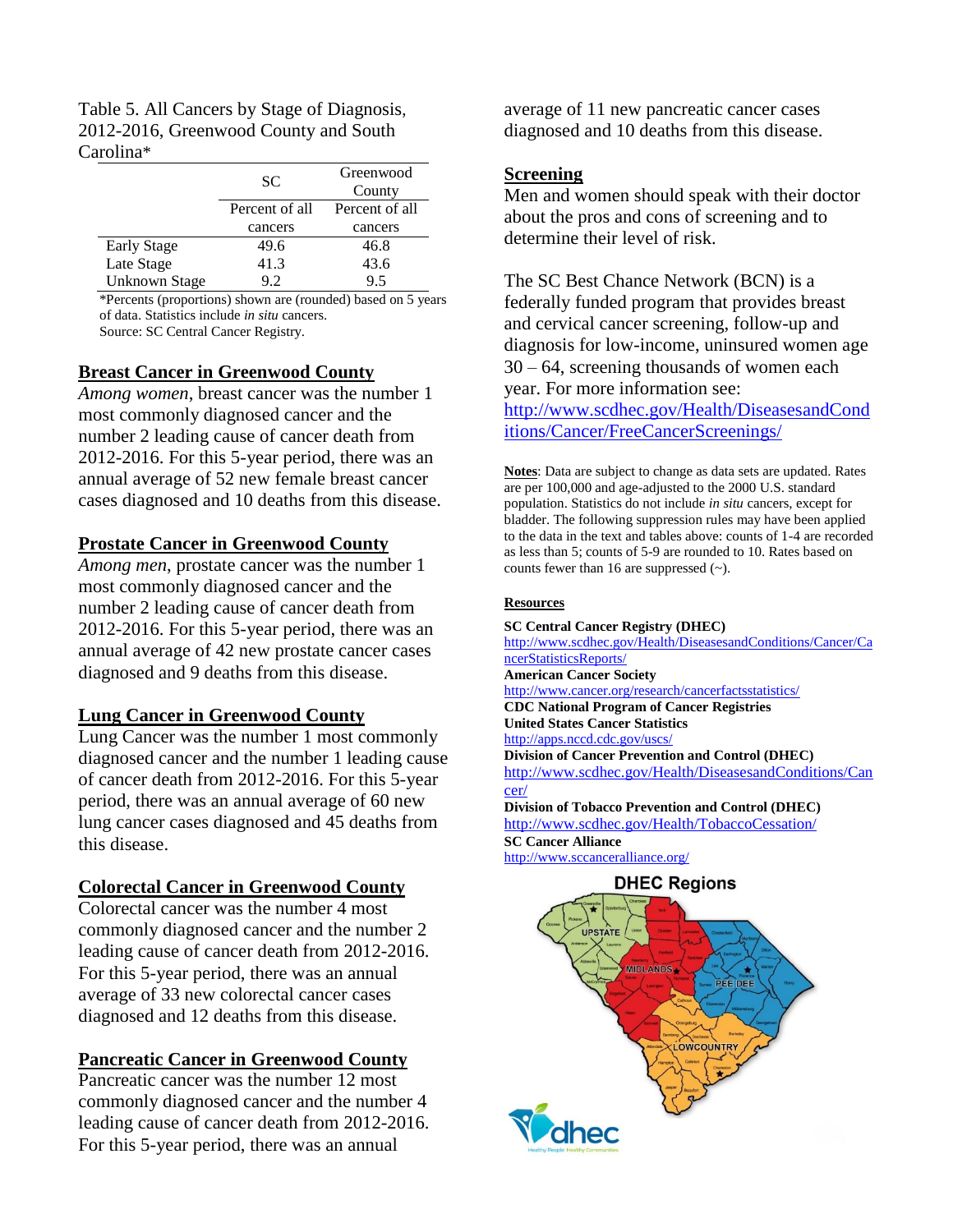Table 5. All Cancers by Stage of Diagnosis, 2012-2016, Greenwood County and South Carolina*

| | SC | Greenwood County |
|---|---|---|
| | Percent of all cancers | Percent of all cancers |
| Early Stage | 49.6 | 46.8 |
| Late Stage | 41.3 | 43.6 |
| Unknown Stage | 9.2 | 9.5 |

*Percents (proportions) shown are (rounded) based on 5 years of data. Statistics include *in situ* cancers.
Source: SC Central Cancer Registry.

## Breast Cancer in Greenwood County

*Among women*, breast cancer was the number 1 most commonly diagnosed cancer and the number 2 leading cause of cancer death from 2012-2016. For this 5-year period, there was an annual average of 52 new female breast cancer cases diagnosed and 10 deaths from this disease.

## Prostate Cancer in Greenwood County

*Among men*, prostate cancer was the number 1 most commonly diagnosed cancer and the number 2 leading cause of cancer death from 2012-2016. For this 5-year period, there was an annual average of 42 new prostate cancer cases diagnosed and 9 deaths from this disease.

## Lung Cancer in Greenwood County

Lung Cancer was the number 1 most commonly diagnosed cancer and the number 1 leading cause of cancer death from 2012-2016. For this 5-year period, there was an annual average of 60 new lung cancer cases diagnosed and 45 deaths from this disease.

## Colorectal Cancer in Greenwood County

Colorectal cancer was the number 4 most commonly diagnosed cancer and the number 2 leading cause of cancer death from 2012-2016. For this 5-year period, there was an annual average of 33 new colorectal cancer cases diagnosed and 12 deaths from this disease.

## Pancreatic Cancer in Greenwood County

Pancreatic cancer was the number 12 most commonly diagnosed cancer and the number 4 leading cause of cancer death from 2012-2016. For this 5-year period, there was an annual average of 11 new pancreatic cancer cases diagnosed and 10 deaths from this disease.

## Screening

Men and women should speak with their doctor about the pros and cons of screening and to determine their level of risk.

The SC Best Chance Network (BCN) is a federally funded program that provides breast and cervical cancer screening, follow-up and diagnosis for low-income, uninsured women age 30 – 64, screening thousands of women each year. For more information see: http://www.scdhec.gov/Health/DiseasesandConditions/Cancer/FreeCancerScreenings/

**Notes**: Data are subject to change as data sets are updated. Rates are per 100,000 and age-adjusted to the 2000 U.S. standard population. Statistics do not include *in situ* cancers, except for bladder. The following suppression rules may have been applied to the data in the text and tables above: counts of 1-4 are recorded as less than 5; counts of 5-9 are rounded to 10. Rates based on counts fewer than 16 are suppressed (~).

**Resources**

**SC Central Cancer Registry (DHEC)**
http://www.scdhec.gov/Health/DiseasesandConditions/Cancer/CancerStatisticsReports/
**American Cancer Society**
http://www.cancer.org/research/cancerfactsstatistics/
**CDC National Program of Cancer Registries**
**United States Cancer Statistics**
http://apps.nccd.cdc.gov/uscs/
**Division of Cancer Prevention and Control (DHEC)**
http://www.scdhec.gov/Health/DiseasesandConditions/Cancer/
**Division of Tobacco Prevention and Control (DHEC)**
http://www.scdhec.gov/Health/TobaccoCessation/
**SC Cancer Alliance**
http://www.sccanceralliance.org/

DHEC Regions

UPSTATE
MIDLANDS
PEE DEE
LOWCOUNTRY

dhec
Healthy People Healthy Communities